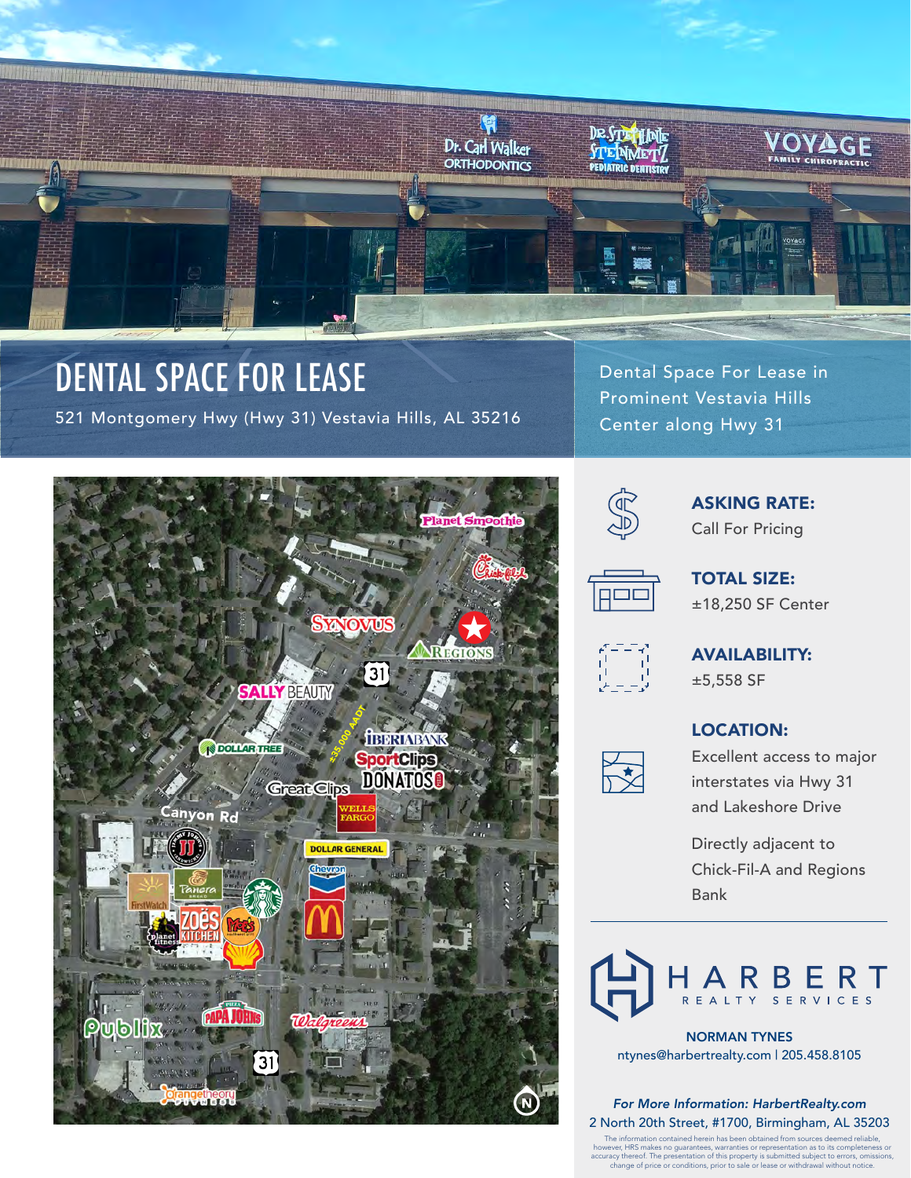# DENTAL SPACE FOR LEASE

521 Montgomery Hwy (Hwy 31) Vestavia Hills, AL 35216

Dental Space For Lease in Prominent Vestavia Hills Center along Hwy 31

**ASKING RATE:**
Call For Pricing

**TOTAL SIZE:**
±18,250 SF Center

**AVAILABILITY:**
±5,558 SF

**LOCATION:**
Excellent access to major interstates via Hwy 31 and Lakeshore Drive

Directly adjacent to Chick-Fil-A and Regions Bank

HARBERT REALTY SERVICES

**NORMAN TYNES**
ntynes@harbertrealty.com | 205.458.8105

*For More Information: HarbertRealty.com*
2 North 20th Street, #1700, Birmingham, AL 35203

The information contained herein has been obtained from sources deemed reliable, however, HRS makes no guarantees, warranties or representation as to its completeness or accuracy thereof. The presentation of this property is submitted subject to errors, omissions, change of price or conditions, prior to sale or lease or withdrawal without notice.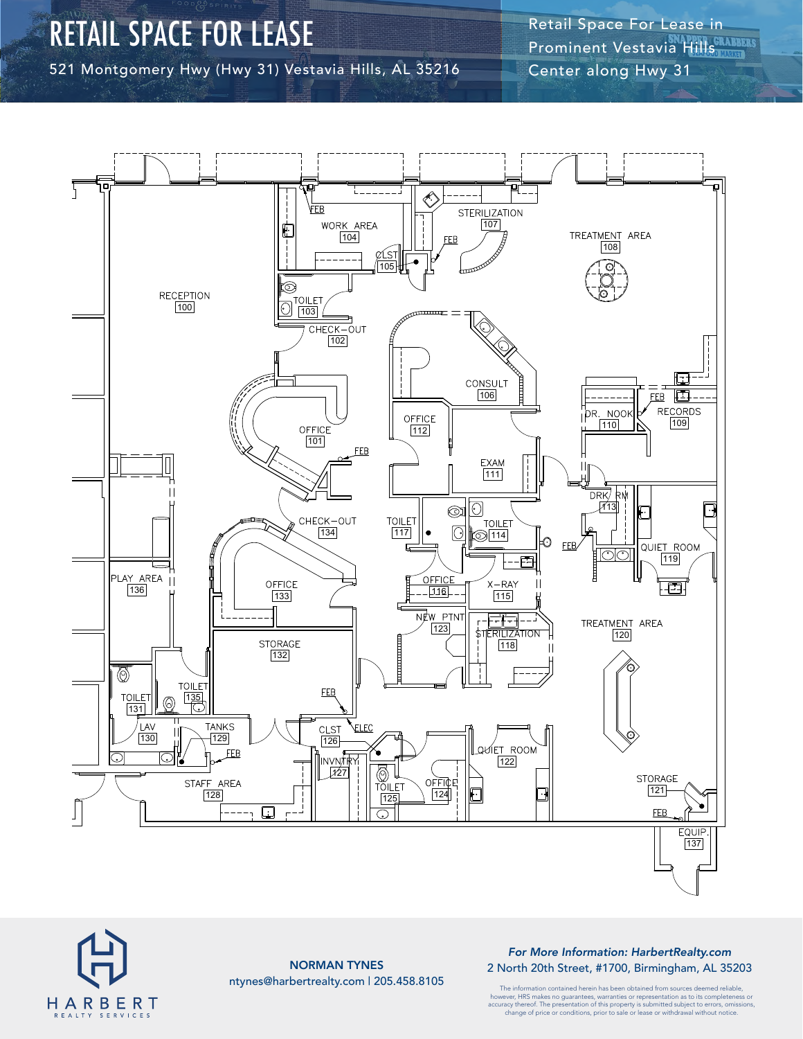# RETAIL SPACE FOR LEASE

521 Montgomery Hwy (Hwy 31) Vestavia Hills, AL 35216

Retail Space For Lease in Prominent Vestavia Hills Center along Hwy 31

RECEPTION 100
OFFICE 101
CHECK-OUT 102
TOILET 103
WORK AREA 104
CLST 105
CONSULT 106
STERILIZATION 107
TREATMENT AREA 108
RECORDS 109
DR. NOOK 110
EXAM 111
OFFICE 112
DRK RM 113
TOILET 114
X-RAY 115
OFFICE 116
TOILET 117
STERILIZATION 118
QUIET ROOM 119
TREATMENT AREA 120
STORAGE 121
QUIET ROOM 122
NEW PTNT 123
OFFICE 124
TOILET 125
CLST 126
INVNTRY 127
STAFF AREA 128
TANKS 129
LAV 130
TOILET 131
STORAGE 132
OFFICE 133
CHECK-OUT 134
TOILET 135
PLAY AREA 136
EQUIP. 137

FEB
ELEC

**NORMAN TYNES**
ntynes@harbertrealty.com | 205.458.8105

*For More Information: HarbertRealty.com*
2 North 20th Street, #1700, Birmingham, AL 35203

HARBERT REALTY SERVICES

The information contained herein has been obtained from sources deemed reliable, however, HRS makes no guarantees, warranties or representation as to its completeness or accuracy thereof. The presentation of this property is submitted subject to errors, omissions, change of price or conditions, prior to sale or lease or withdrawal without notice.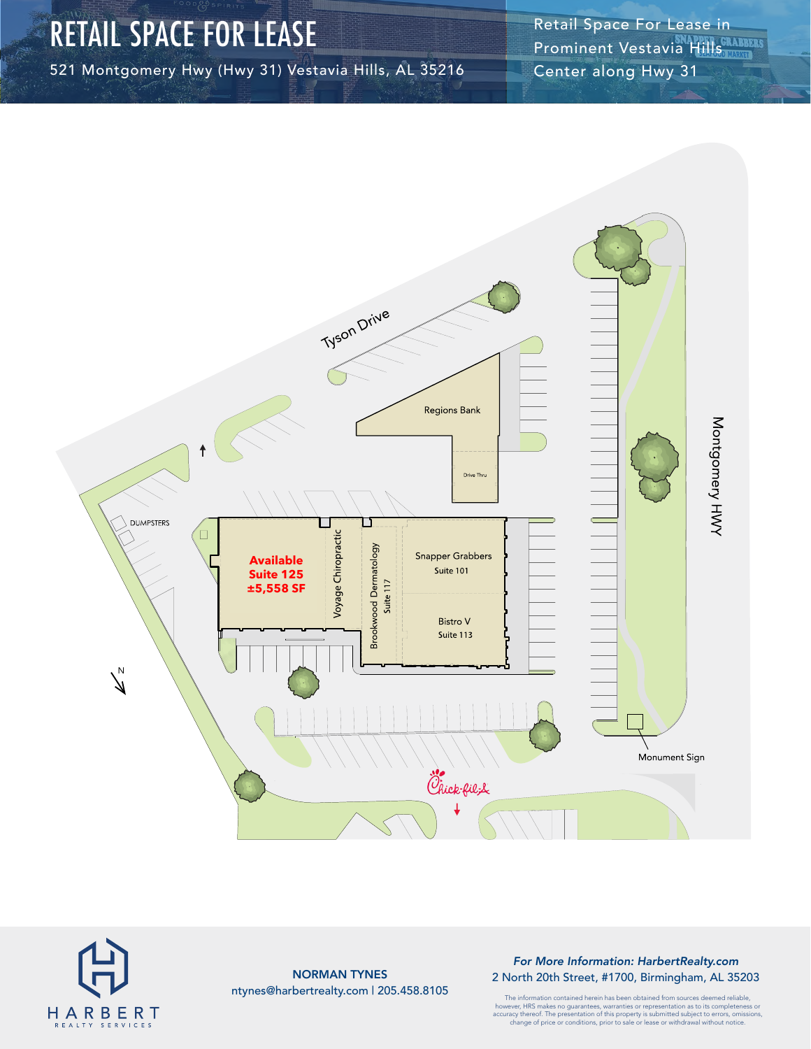# RETAIL SPACE FOR LEASE

521 Montgomery Hwy (Hwy 31) Vestavia Hills, AL 35216

Retail Space For Lease in Prominent Vestavia Hills Center along Hwy 31

Tyson Drive

Regions Bank

Drive Thru

Montgomery HWY

DUMPSTERS

**Available**
**Suite 125**
**±5,558 SF**

Voyage Chiropractic

Brookwood Dermatology
Suite 117

Snapper Grabbers
Suite 101

Bistro V
Suite 113

N

Monument Sign

Chick-fil-A

HARBERT
REALTY SERVICES

**NORMAN TYNES**
ntynes@harbertrealty.com | 205.458.8105

***For More Information: HarbertRealty.com***
2 North 20th Street, #1700, Birmingham, AL 35203

The information contained herein has been obtained from sources deemed reliable, however, HRS makes no guarantees, warranties or representation as to its completeness or accuracy thereof. The presentation of this property is submitted subject to errors, omissions, change of price or conditions, prior to sale or lease or withdrawal without notice.